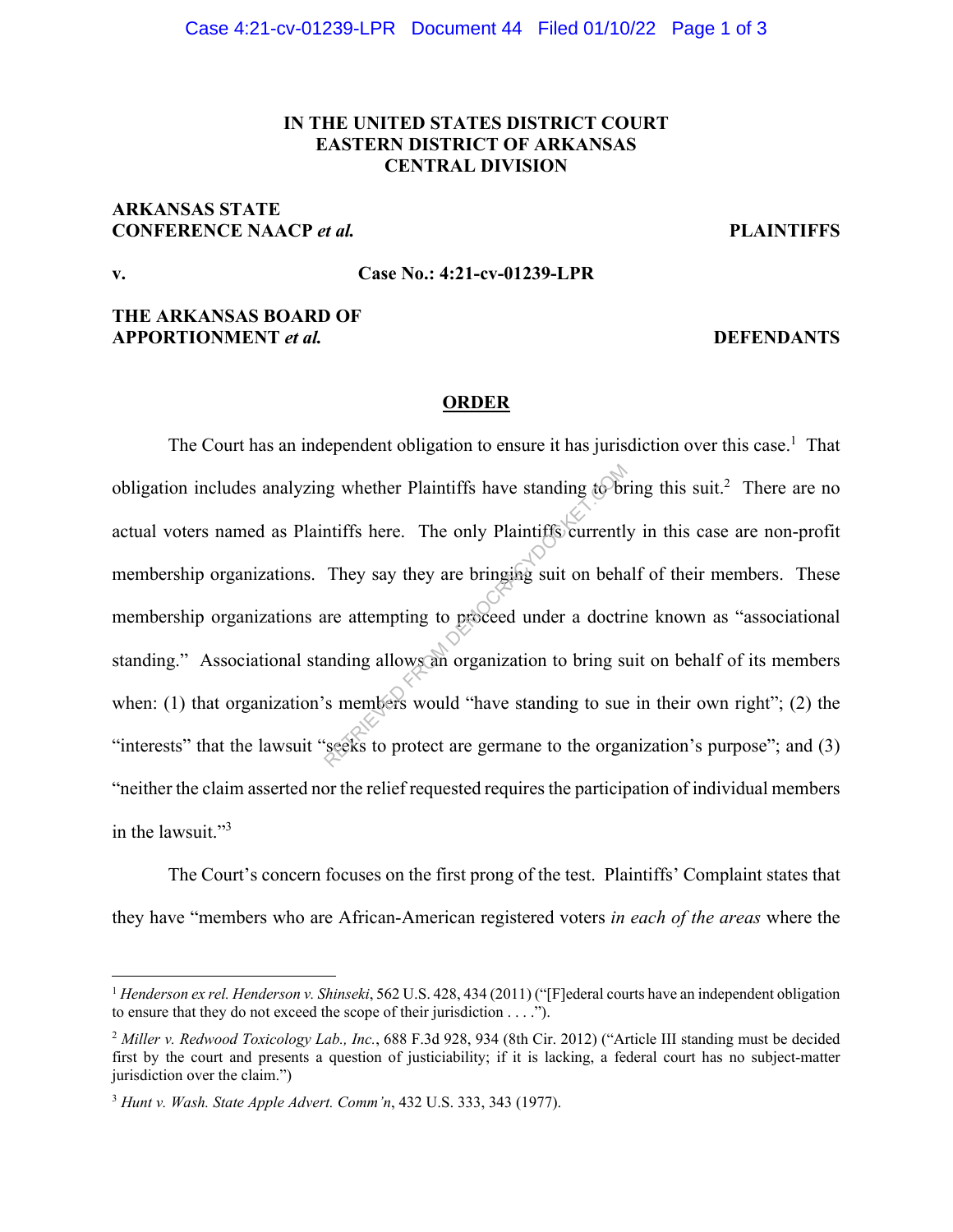**IN THE UNITED STATES DISTRICT COURT**
**EASTERN DISTRICT OF ARKANSAS**
**CENTRAL DIVISION**

**ARKANSAS STATE CONFERENCE NAACP *et al.*** **PLAINTIFFS**

**v.** **Case No.: 4:21-cv-01239-LPR**

**THE ARKANSAS BOARD OF APPORTIONMENT *et al.*** **DEFENDANTS**

**ORDER**

The Court has an independent obligation to ensure it has jurisdiction over this case.[1] That obligation includes analyzing whether Plaintiffs have standing to bring this suit.[2] There are no actual voters named as Plaintiffs here. The only Plaintiffs currently in this case are non-profit membership organizations. They say they are bringing suit on behalf of their members. These membership organizations are attempting to proceed under a doctrine known as "associational standing." Associational standing allows an organization to bring suit on behalf of its members when: (1) that organization's members would "have standing to sue in their own right"; (2) the "interests" that the lawsuit "seeks to protect are germane to the organization's purpose"; and (3) "neither the claim asserted nor the relief requested requires the participation of individual members in the lawsuit."[3]

The Court's concern focuses on the first prong of the test. Plaintiffs' Complaint states that they have "members who are African-American registered voters *in each of the areas* where the

---

[1] *Henderson ex rel. Henderson v. Shinseki*, 562 U.S. 428, 434 (2011) ("[F]ederal courts have an independent obligation to ensure that they do not exceed the scope of their jurisdiction . . . .").

[2] *Miller v. Redwood Toxicology Lab., Inc.*, 688 F.3d 928, 934 (8th Cir. 2012) ("Article III standing must be decided first by the court and presents a question of justiciability; if it is lacking, a federal court has no subject-matter jurisdiction over the claim.")

[3] *Hunt v. Wash. State Apple Advert. Comm'n*, 432 U.S. 333, 343 (1977).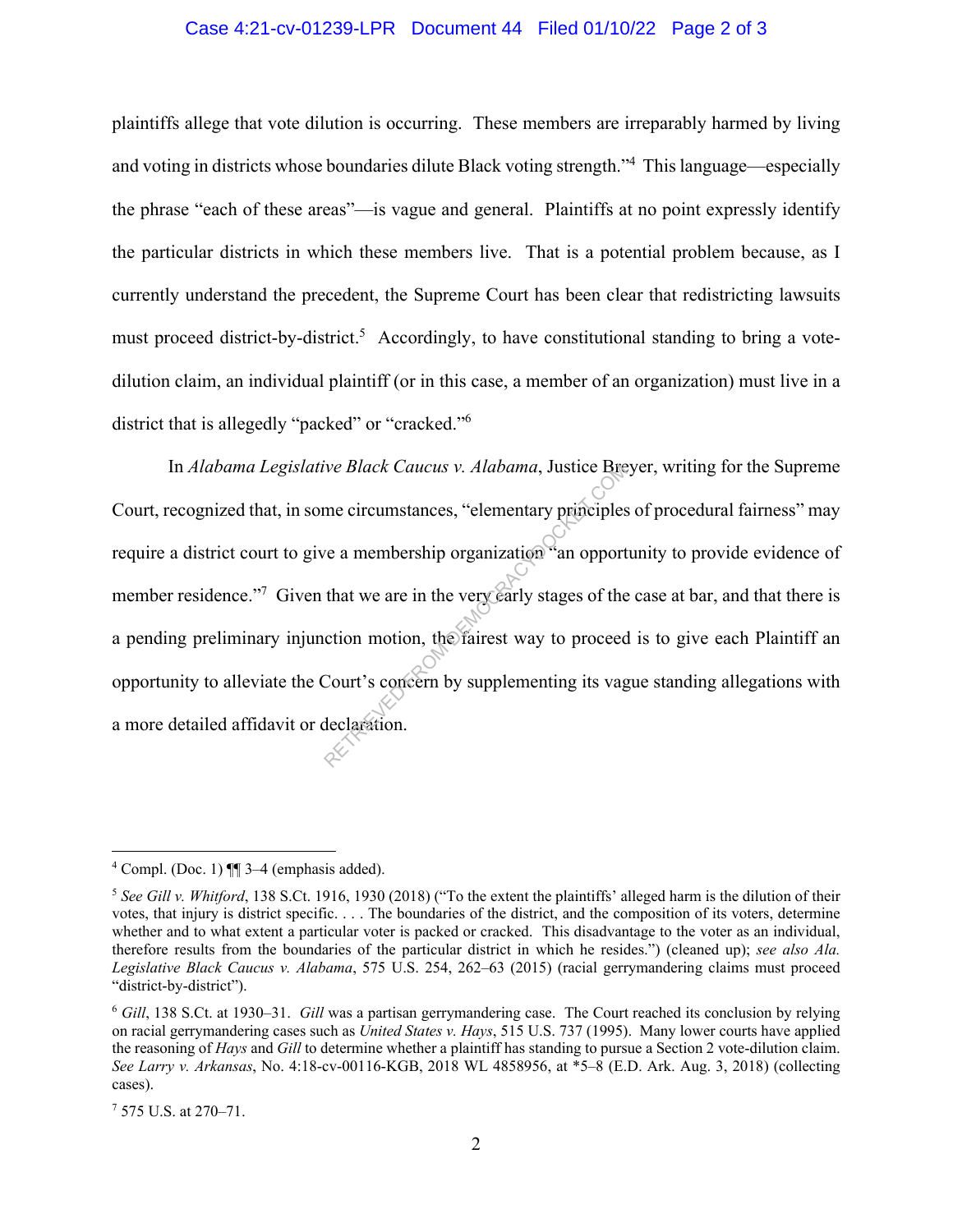plaintiffs allege that vote dilution is occurring. These members are irreparably harmed by living and voting in districts whose boundaries dilute Black voting strength."[4] This language—especially the phrase "each of these areas"—is vague and general. Plaintiffs at no point expressly identify the particular districts in which these members live. That is a potential problem because, as I currently understand the precedent, the Supreme Court has been clear that redistricting lawsuits must proceed district-by-district.[5] Accordingly, to have constitutional standing to bring a vote-dilution claim, an individual plaintiff (or in this case, a member of an organization) must live in a district that is allegedly "packed" or "cracked."[6]

In *Alabama Legislative Black Caucus v. Alabama*, Justice Breyer, writing for the Supreme Court, recognized that, in some circumstances, "elementary principles of procedural fairness" may require a district court to give a membership organization "an opportunity to provide evidence of member residence."[7] Given that we are in the very early stages of the case at bar, and that there is a pending preliminary injunction motion, the fairest way to proceed is to give each Plaintiff an opportunity to alleviate the Court's concern by supplementing its vague standing allegations with a more detailed affidavit or declaration.

---

[4] Compl. (Doc. 1) ¶¶ 3–4 (emphasis added).

[5] *See Gill v. Whitford*, 138 S.Ct. 1916, 1930 (2018) ("To the extent the plaintiffs' alleged harm is the dilution of their votes, that injury is district specific. . . . The boundaries of the district, and the composition of its voters, determine whether and to what extent a particular voter is packed or cracked. This disadvantage to the voter as an individual, therefore results from the boundaries of the particular district in which he resides.") (cleaned up); *see also Ala. Legislative Black Caucus v. Alabama*, 575 U.S. 254, 262–63 (2015) (racial gerrymandering claims must proceed "district-by-district").

[6] *Gill*, 138 S.Ct. at 1930–31. *Gill* was a partisan gerrymandering case. The Court reached its conclusion by relying on racial gerrymandering cases such as *United States v. Hays*, 515 U.S. 737 (1995). Many lower courts have applied the reasoning of *Hays* and *Gill* to determine whether a plaintiff has standing to pursue a Section 2 vote-dilution claim. *See Larry v. Arkansas*, No. 4:18-cv-00116-KGB, 2018 WL 4858956, at *5–8 (E.D. Ark. Aug. 3, 2018) (collecting cases).

[7] 575 U.S. at 270–71.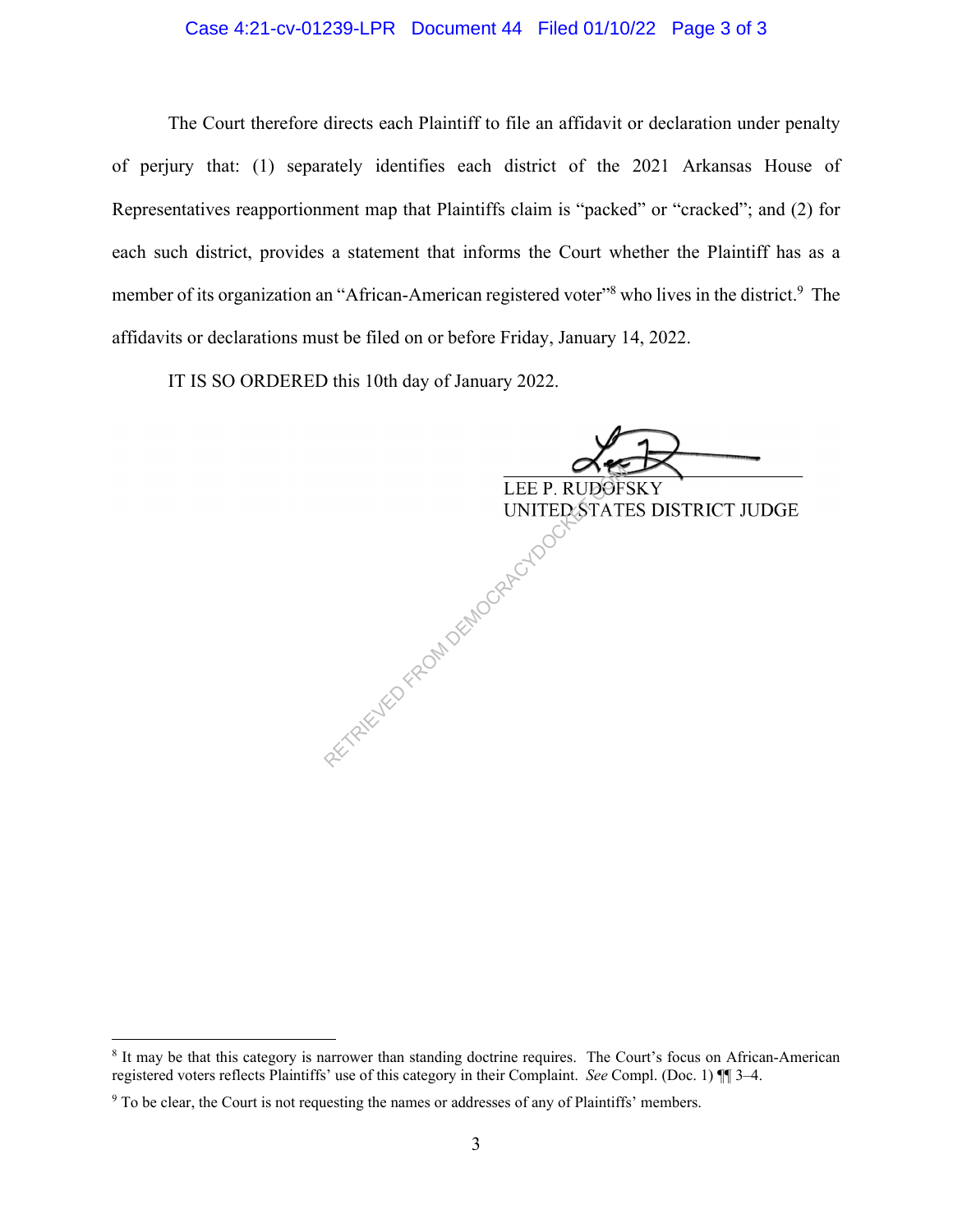The Court therefore directs each Plaintiff to file an affidavit or declaration under penalty of perjury that: (1) separately identifies each district of the 2021 Arkansas House of Representatives reapportionment map that Plaintiffs claim is "packed" or "cracked"; and (2) for each such district, provides a statement that informs the Court whether the Plaintiff has as a member of its organization an "African-American registered voter"[8] who lives in the district.[9] The affidavits or declarations must be filed on or before Friday, January 14, 2022.

IT IS SO ORDERED this 10th day of January 2022.

LEE P. RUDOFSKY
UNITED STATES DISTRICT JUDGE

---

[8] It may be that this category is narrower than standing doctrine requires. The Court's focus on African-American registered voters reflects Plaintiffs' use of this category in their Complaint. *See* Compl. (Doc. 1) ¶¶ 3–4.

[9] To be clear, the Court is not requesting the names or addresses of any of Plaintiffs' members.